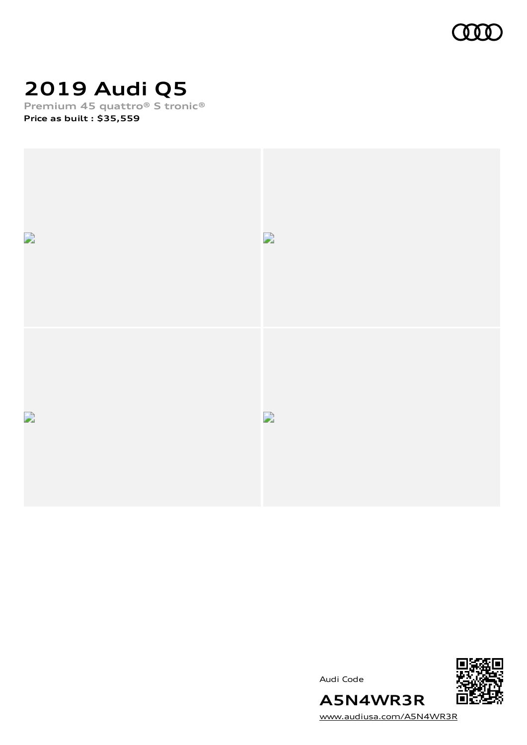# 2019 Audi Q5

Premium 45 quattro® S tronic®

**Price as built : $35,559**

Audi Code

**A5N4WR3R**

www.audiusa.com/A5N4WR3R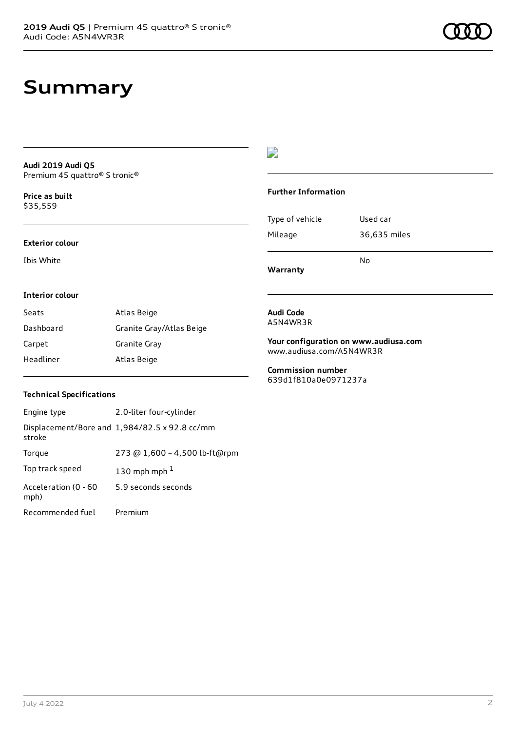# Summary

**Audi 2019 Audi Q5**
Premium 45 quattro® S tronic®

**Price as built**
$35,559

**Exterior colour**

Ibis White

**Interior colour**

| | |
|---|---|
| Seats | Atlas Beige |
| Dashboard | Granite Gray/Atlas Beige |
| Carpet | Granite Gray |
| Headliner | Atlas Beige |

**Technical Specifications**

| | |
|---|---|
| Engine type | 2.0-liter four-cylinder |
| Displacement/Bore and stroke | 1,984/82.5 x 92.8 cc/mm |
| Torque | 273 @ 1,600 – 4,500 lb-ft@rpm |
| Top track speed | 130 mph mph [1] |
| Acceleration (0 - 60 mph) | 5.9 seconds seconds |
| Recommended fuel | Premium |

**Further Information**

| | |
|---|---|
| Type of vehicle | Used car |
| Mileage | 36,635 miles |
| **Warranty** | No |

**Audi Code**
A5N4WR3R

**Your configuration on www.audiusa.com**
www.audiusa.com/A5N4WR3R

**Commission number**
639d1f810a0e0971237a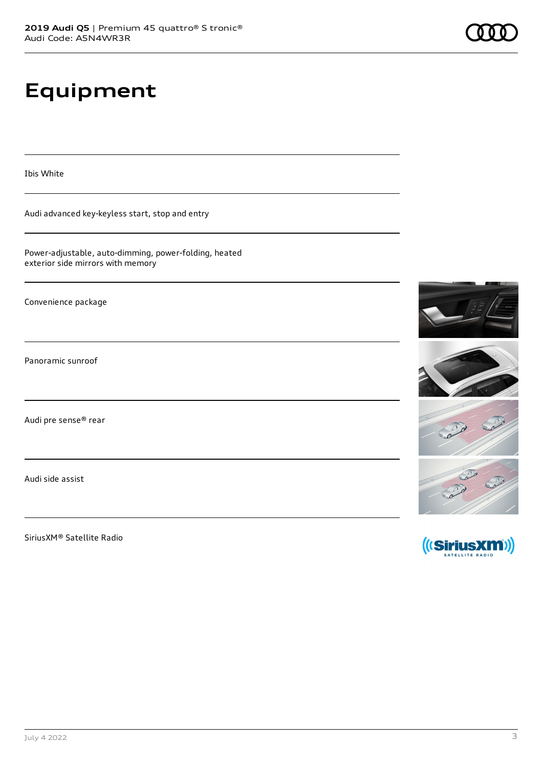# Equipment

Ibis White

Audi advanced key-keyless start, stop and entry

Power-adjustable, auto-dimming, power-folding, heated exterior side mirrors with memory

Convenience package

Panoramic sunroof

Audi pre sense® rear

Audi side assist

SiriusXM® Satellite Radio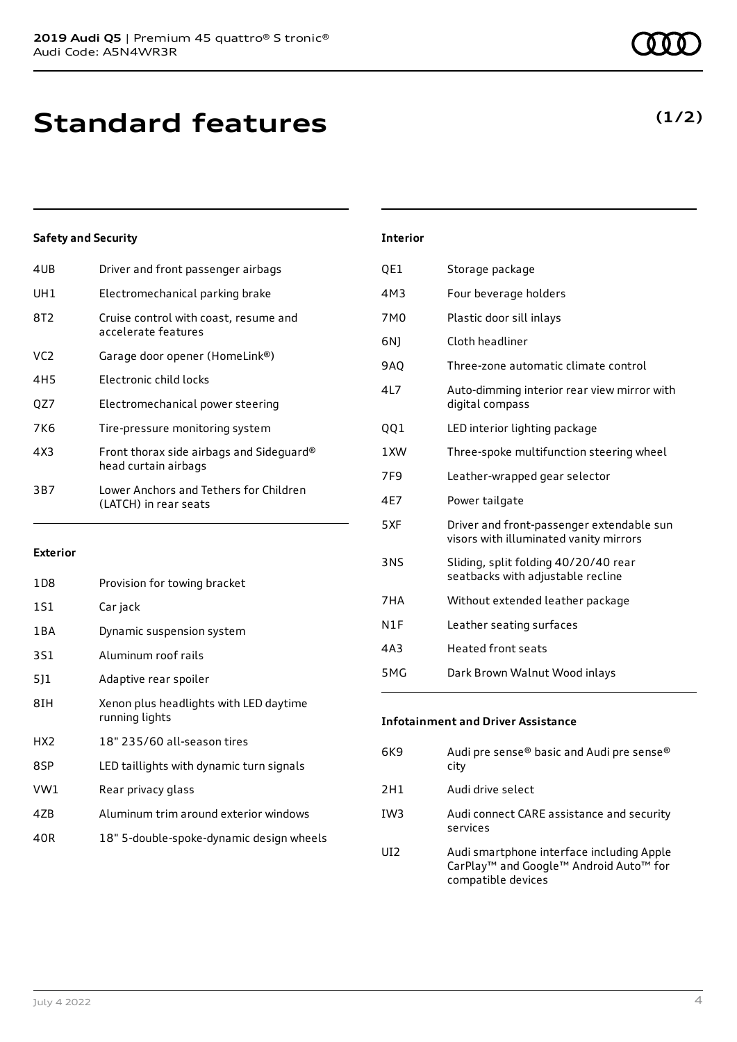# Standard features

**(1/2)**

### Safety and Security

| | |
|---|---|
| 4UB | Driver and front passenger airbags |
| UH1 | Electromechanical parking brake |
| 8T2 | Cruise control with coast, resume and accelerate features |
| VC2 | Garage door opener (HomeLink®) |
| 4H5 | Electronic child locks |
| QZ7 | Electromechanical power steering |
| 7K6 | Tire-pressure monitoring system |
| 4X3 | Front thorax side airbags and Sideguard® head curtain airbags |
| 3B7 | Lower Anchors and Tethers for Children (LATCH) in rear seats |

### Exterior

| | |
|---|---|
| 1D8 | Provision for towing bracket |
| 1S1 | Car jack |
| 1BA | Dynamic suspension system |
| 3S1 | Aluminum roof rails |
| 5J1 | Adaptive rear spoiler |
| 8IH | Xenon plus headlights with LED daytime running lights |
| HX2 | 18" 235/60 all-season tires |
| 8SP | LED taillights with dynamic turn signals |
| VW1 | Rear privacy glass |
| 4ZB | Aluminum trim around exterior windows |
| 40R | 18" 5-double-spoke-dynamic design wheels |

### Interior

| | |
|---|---|
| QE1 | Storage package |
| 4M3 | Four beverage holders |
| 7M0 | Plastic door sill inlays |
| 6NJ | Cloth headliner |
| 9AQ | Three-zone automatic climate control |
| 4L7 | Auto-dimming interior rear view mirror with digital compass |
| QQ1 | LED interior lighting package |
| 1XW | Three-spoke multifunction steering wheel |
| 7F9 | Leather-wrapped gear selector |
| 4E7 | Power tailgate |
| 5XF | Driver and front-passenger extendable sun visors with illuminated vanity mirrors |
| 3NS | Sliding, split folding 40/20/40 rear seatbacks with adjustable recline |
| 7HA | Without extended leather package |
| N1F | Leather seating surfaces |
| 4A3 | Heated front seats |
| 5MG | Dark Brown Walnut Wood inlays |

### Infotainment and Driver Assistance

| | |
|---|---|
| 6K9 | Audi pre sense® basic and Audi pre sense® city |
| 2H1 | Audi drive select |
| IW3 | Audi connect CARE assistance and security services |
| UI2 | Audi smartphone interface including Apple CarPlay™ and Google™ Android Auto™ for compatible devices |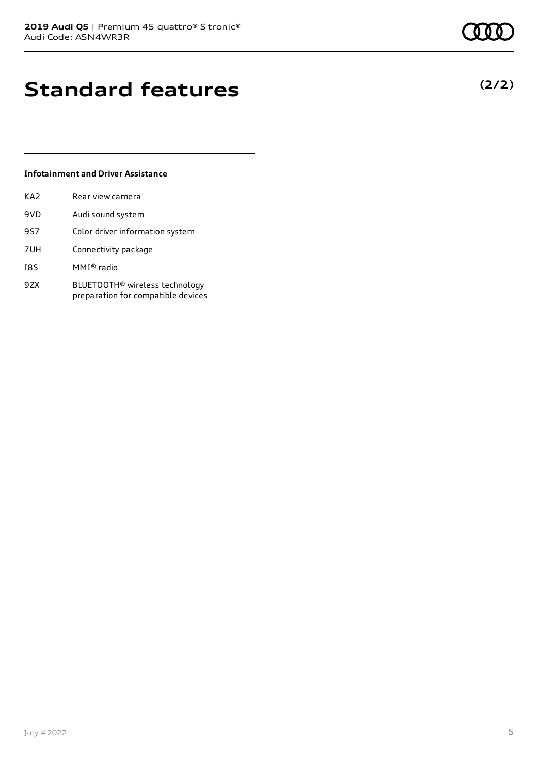# Standard features

**(2/2)**

### Infotainment and Driver Assistance

| | |
|---|---|
| KA2 | Rear view camera |
| 9VD | Audi sound system |
| 9S7 | Color driver information system |
| 7UH | Connectivity package |
| I8S | MMI® radio |
| 9ZX | BLUETOOTH® wireless technology preparation for compatible devices |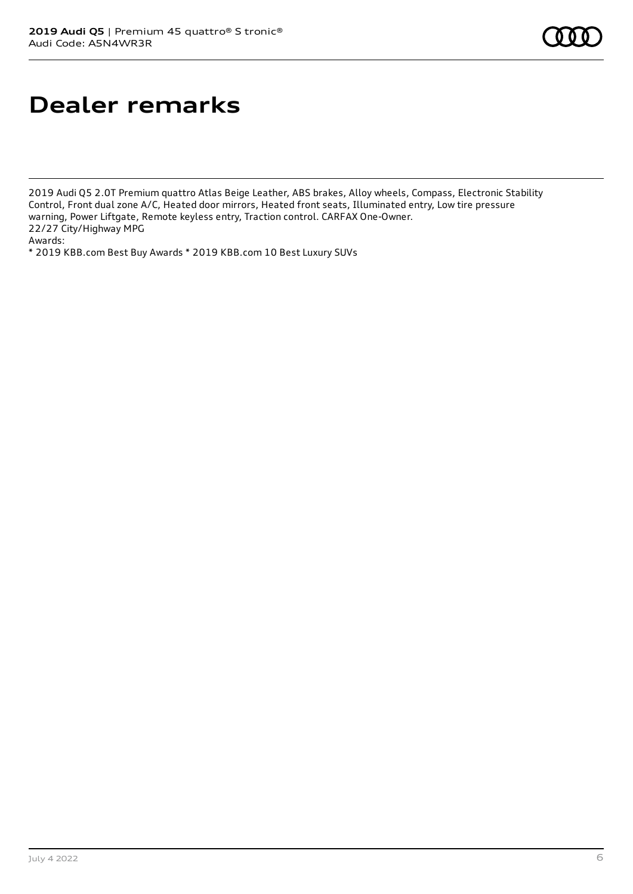# Dealer remarks

2019 Audi Q5 2.0T Premium quattro Atlas Beige Leather, ABS brakes, Alloy wheels, Compass, Electronic Stability Control, Front dual zone A/C, Heated door mirrors, Heated front seats, Illuminated entry, Low tire pressure warning, Power Liftgate, Remote keyless entry, Traction control. CARFAX One-Owner.
22/27 City/Highway MPG
Awards:
* 2019 KBB.com Best Buy Awards * 2019 KBB.com 10 Best Luxury SUVs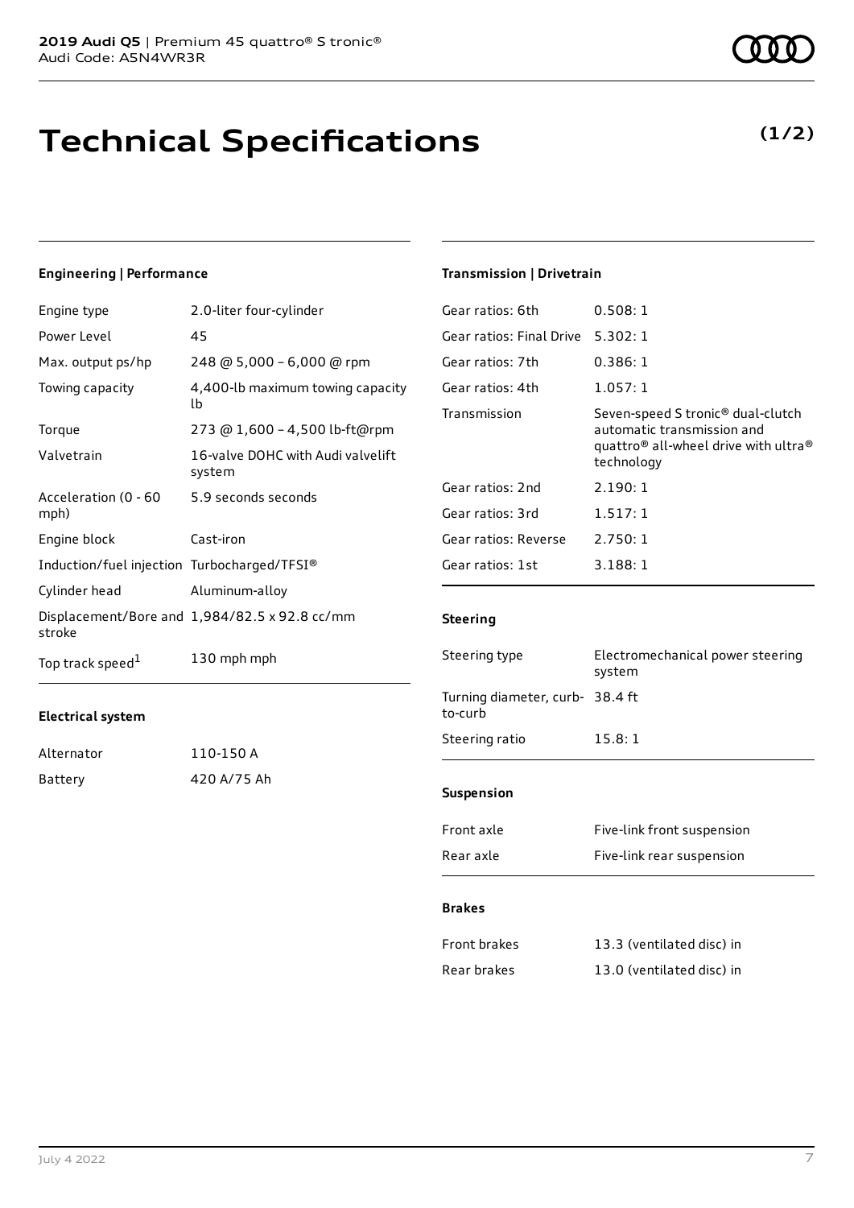**2019 Audi Q5** | Premium 45 quattro® S tronic®
Audi Code: A5N4WR3R

# Technical Specifications

**(1/2)**

### Engineering | Performance

| | |
|---|---|
| Engine type | 2.0-liter four-cylinder |
| Power Level | 45 |
| Max. output ps/hp | 248 @ 5,000 – 6,000 @ rpm |
| Towing capacity | 4,400-lb maximum towing capacity lb |
| Torque | 273 @ 1,600 – 4,500 lb-ft@rpm |
| Valvetrain | 16-valve DOHC with Audi valvelift system |
| Acceleration (0 - 60 mph) | 5.9 seconds seconds |
| Engine block | Cast-iron |
| Induction/fuel injection | Turbocharged/TFSI® |
| Cylinder head | Aluminum-alloy |
| Displacement/Bore and stroke | 1,984/82.5 x 92.8 cc/mm |
| Top track speed[1] | 130 mph mph |

### Electrical system

| | |
|---|---|
| Alternator | 110-150 A |
| Battery | 420 A/75 Ah |

### Transmission | Drivetrain

| | |
|---|---|
| Gear ratios: 6th | 0.508: 1 |
| Gear ratios: Final Drive | 5.302: 1 |
| Gear ratios: 7th | 0.386: 1 |
| Gear ratios: 4th | 1.057: 1 |
| Transmission | Seven-speed S tronic® dual-clutch automatic transmission and quattro® all-wheel drive with ultra® technology |
| Gear ratios: 2nd | 2.190: 1 |
| Gear ratios: 3rd | 1.517: 1 |
| Gear ratios: Reverse | 2.750: 1 |
| Gear ratios: 1st | 3.188: 1 |

### Steering

| | |
|---|---|
| Steering type | Electromechanical power steering system |
| Turning diameter, curb-to-curb | 38.4 ft |
| Steering ratio | 15.8: 1 |

### Suspension

| | |
|---|---|
| Front axle | Five-link front suspension |
| Rear axle | Five-link rear suspension |

### Brakes

| | |
|---|---|
| Front brakes | 13.3 (ventilated disc) in |
| Rear brakes | 13.0 (ventilated disc) in |

July 4 2022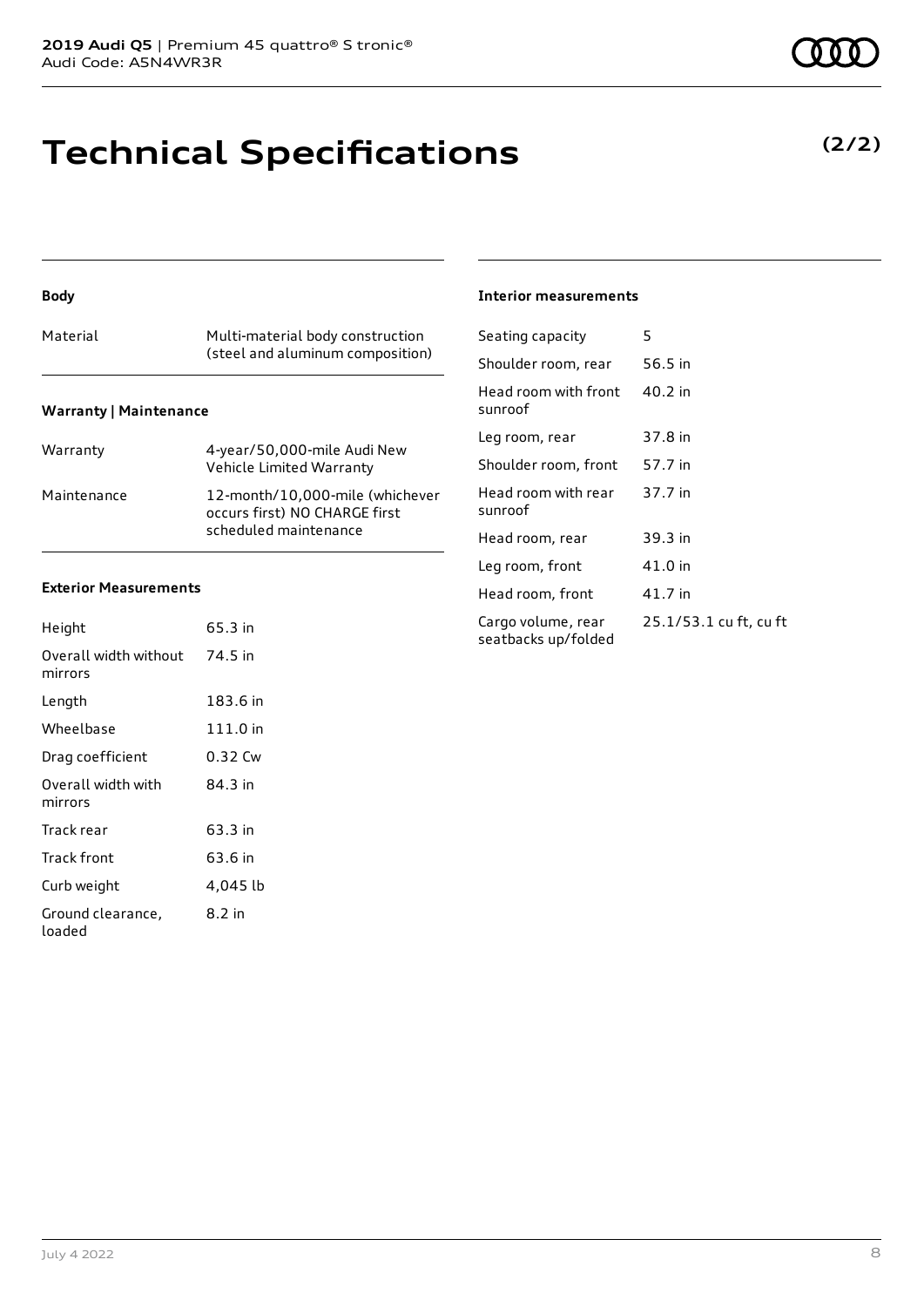# Technical Specifications

**(2/2)**

### Body

| Material | Multi-material body construction (steel and aluminum composition) |
| --- | --- |

### Warranty | Maintenance

| Warranty | 4-year/50,000-mile Audi New Vehicle Limited Warranty |
| --- | --- |
| Maintenance | 12-month/10,000-mile (whichever occurs first) NO CHARGE first scheduled maintenance |

### Exterior Measurements

| Height | 65.3 in |
| --- | --- |
| Overall width without mirrors | 74.5 in |
| Length | 183.6 in |
| Wheelbase | 111.0 in |
| Drag coefficient | 0.32 Cw |
| Overall width with mirrors | 84.3 in |
| Track rear | 63.3 in |
| Track front | 63.6 in |
| Curb weight | 4,045 lb |
| Ground clearance, loaded | 8.2 in |

### Interior measurements

| Seating capacity | 5 |
| --- | --- |
| Shoulder room, rear | 56.5 in |
| Head room with front sunroof | 40.2 in |
| Leg room, rear | 37.8 in |
| Shoulder room, front | 57.7 in |
| Head room with rear sunroof | 37.7 in |
| Head room, rear | 39.3 in |
| Leg room, front | 41.0 in |
| Head room, front | 41.7 in |
| Cargo volume, rear seatbacks up/folded | 25.1/53.1 cu ft, cu ft |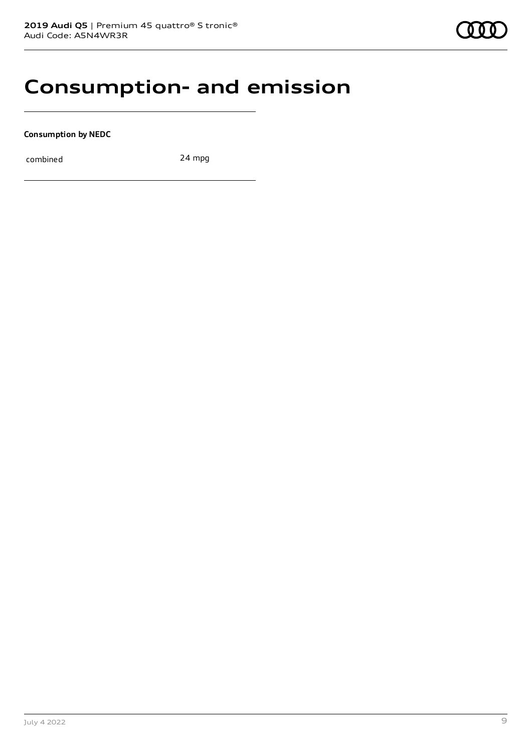# Consumption- and emission

**Consumption by NEDC**

| combined | 24 mpg |
| --- | --- |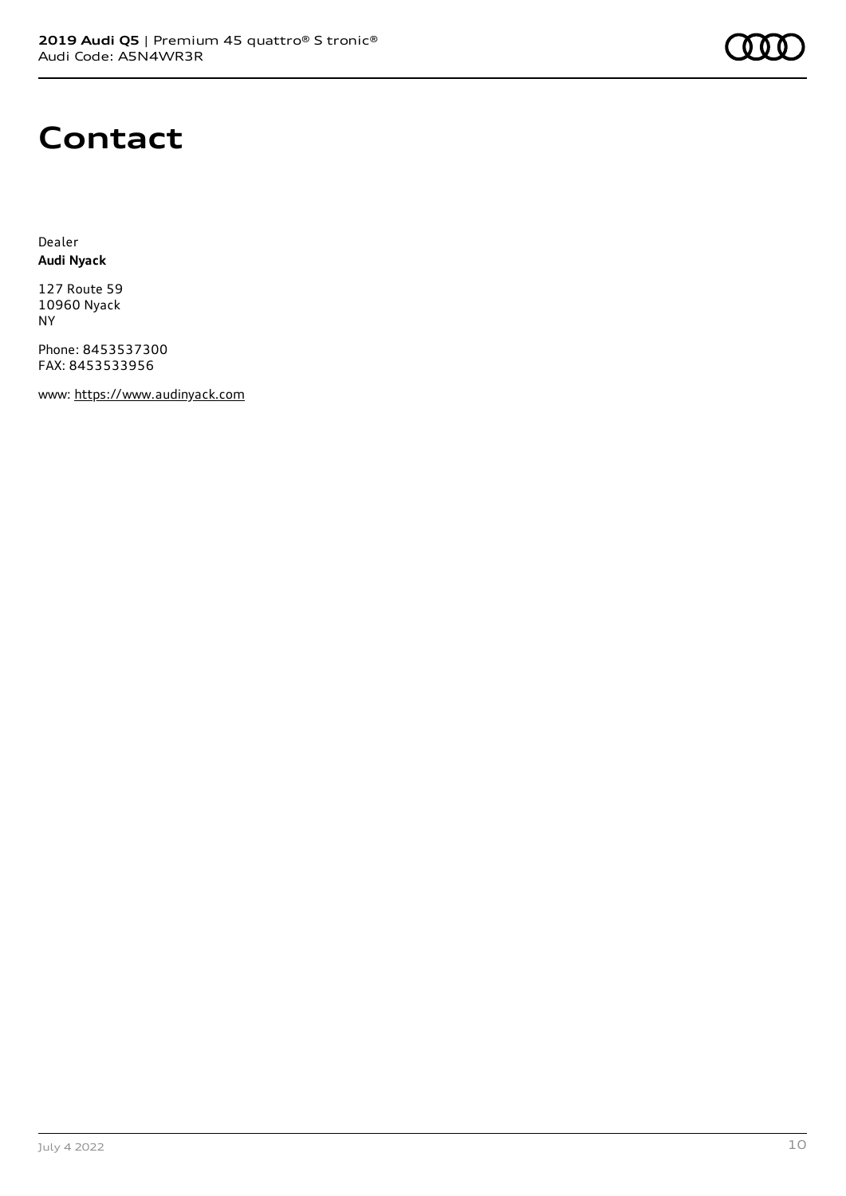# Contact

Dealer
**Audi Nyack**

127 Route 59
10960 Nyack
NY

Phone: 8453537300
FAX: 8453533956

www: https://www.audinyack.com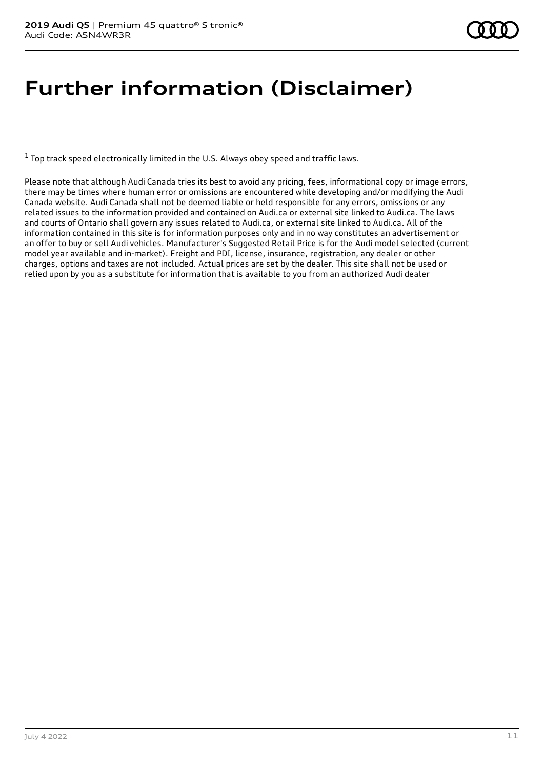# Further information (Disclaimer)

[1] Top track speed electronically limited in the U.S. Always obey speed and traffic laws.

Please note that although Audi Canada tries its best to avoid any pricing, fees, informational copy or image errors, there may be times where human error or omissions are encountered while developing and/or modifying the Audi Canada website. Audi Canada shall not be deemed liable or held responsible for any errors, omissions or any related issues to the information provided and contained on Audi.ca or external site linked to Audi.ca. The laws and courts of Ontario shall govern any issues related to Audi.ca, or external site linked to Audi.ca. All of the information contained in this site is for information purposes only and in no way constitutes an advertisement or an offer to buy or sell Audi vehicles. Manufacturer's Suggested Retail Price is for the Audi model selected (current model year available and in-market). Freight and PDI, license, insurance, registration, any dealer or other charges, options and taxes are not included. Actual prices are set by the dealer. This site shall not be used or relied upon by you as a substitute for information that is available to you from an authorized Audi dealer